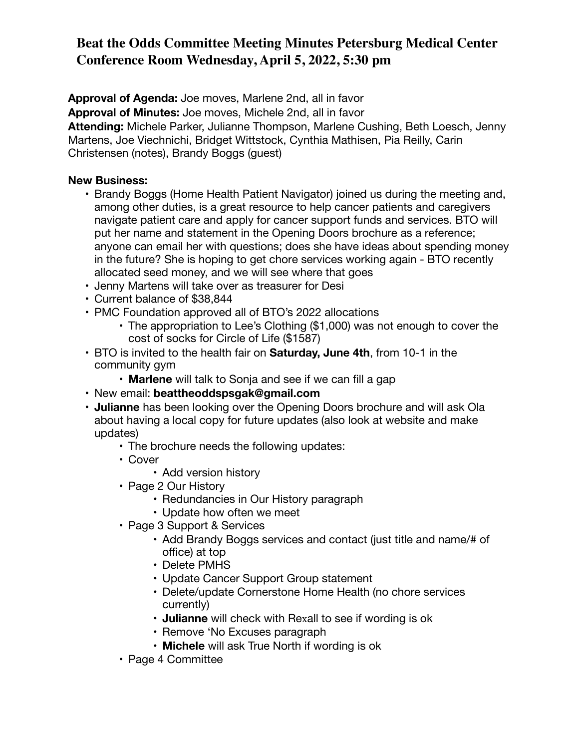# Beat the Odds Committee Meeting Minutes Petersburg Medical Center Conference Room Wednesday, April 5, 2022, 5:30 pm

**Approval of Agenda:** Joe moves, Marlene 2nd, all in favor
**Approval of Minutes:** Joe moves, Michele 2nd, all in favor
**Attending:** Michele Parker, Julianne Thompson, Marlene Cushing, Beth Loesch, Jenny Martens, Joe Viechnichi, Bridget Wittstock, Cynthia Mathisen, Pia Reilly, Carin Christensen (notes), Brandy Boggs (guest)

**New Business:**

- Brandy Boggs (Home Health Patient Navigator) joined us during the meeting and, among other duties, is a great resource to help cancer patients and caregivers navigate patient care and apply for cancer support funds and services. BTO will put her name and statement in the Opening Doors brochure as a reference; anyone can email her with questions; does she have ideas about spending money in the future? She is hoping to get chore services working again - BTO recently allocated seed money, and we will see where that goes
- Jenny Martens will take over as treasurer for Desi
- Current balance of $38,844
- PMC Foundation approved all of BTO's 2022 allocations
  - The appropriation to Lee's Clothing ($1,000) was not enough to cover the cost of socks for Circle of Life ($1587)
- BTO is invited to the health fair on **Saturday, June 4th**, from 10-1 in the community gym
  - **Marlene** will talk to Sonja and see if we can fill a gap
- New email: **beattheoddspsgak@gmail.com**
- **Julianne** has been looking over the Opening Doors brochure and will ask Ola about having a local copy for future updates (also look at website and make updates)
  - The brochure needs the following updates:
  - Cover
    - Add version history
  - Page 2 Our History
    - Redundancies in Our History paragraph
    - Update how often we meet
  - Page 3 Support & Services
    - Add Brandy Boggs services and contact (just title and name/# of office) at top
    - Delete PMHS
    - Update Cancer Support Group statement
    - Delete/update Cornerstone Home Health (no chore services currently)
    - **Julianne** will check with Rexall to see if wording is ok
    - Remove 'No Excuses paragraph
    - **Michele** will ask True North if wording is ok
  - Page 4 Committee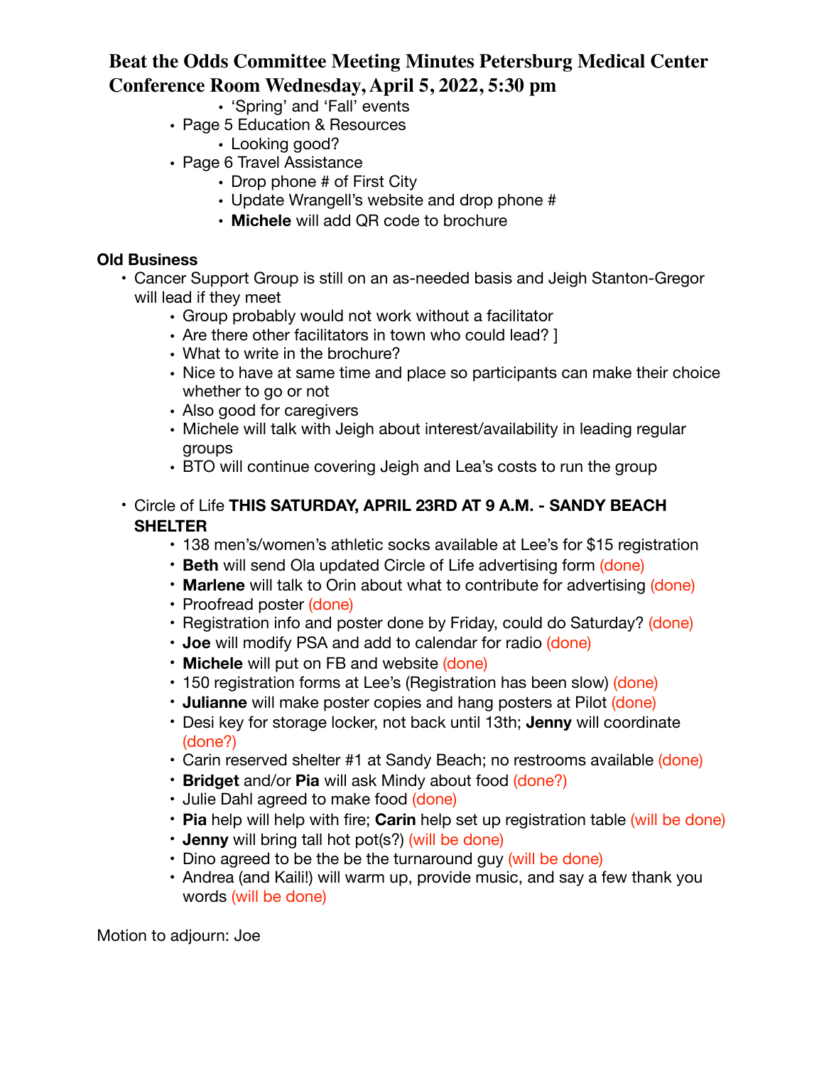**Beat the Odds Committee Meeting Minutes Petersburg Medical Center Conference Room Wednesday, April 5, 2022, 5:30 pm**

        - 'Spring' and 'Fall' events
    - Page 5 Education & Resources
        - Looking good?
    - Page 6 Travel Assistance
        - Drop phone # of First City
        - Update Wrangell's website and drop phone #
        - **Michele** will add QR code to brochure

**Old Business**

- Cancer Support Group is still on an as-needed basis and Jeigh Stanton-Gregor will lead if they meet
    - Group probably would not work without a facilitator
    - Are there other facilitators in town who could lead? ]
    - What to write in the brochure?
    - Nice to have at same time and place so participants can make their choice whether to go or not
    - Also good for caregivers
    - Michele will talk with Jeigh about interest/availability in leading regular groups
    - BTO will continue covering Jeigh and Lea's costs to run the group

- Circle of Life **THIS SATURDAY, APRIL 23RD AT 9 A.M. - SANDY BEACH SHELTER**
    - 138 men's/women's athletic socks available at Lee's for $15 registration
    - **Beth** will send Ola updated Circle of Life advertising form (done)
    - **Marlene** will talk to Orin about what to contribute for advertising (done)
    - Proofread poster (done)
    - Registration info and poster done by Friday, could do Saturday? (done)
    - **Joe** will modify PSA and add to calendar for radio (done)
    - **Michele** will put on FB and website (done)
    - 150 registration forms at Lee's (Registration has been slow) (done)
    - **Julianne** will make poster copies and hang posters at Pilot (done)
    - Desi key for storage locker, not back until 13th; **Jenny** will coordinate (done?)
    - Carin reserved shelter #1 at Sandy Beach; no restrooms available (done)
    - **Bridget** and/or **Pia** will ask Mindy about food (done?)
    - Julie Dahl agreed to make food (done)
    - **Pia** help will help with fire; **Carin** help set up registration table (will be done)
    - **Jenny** will bring tall hot pot(s?) (will be done)
    - Dino agreed to be the be the turnaround guy (will be done)
    - Andrea (and Kaili!) will warm up, provide music, and say a few thank you words (will be done)

Motion to adjourn: Joe